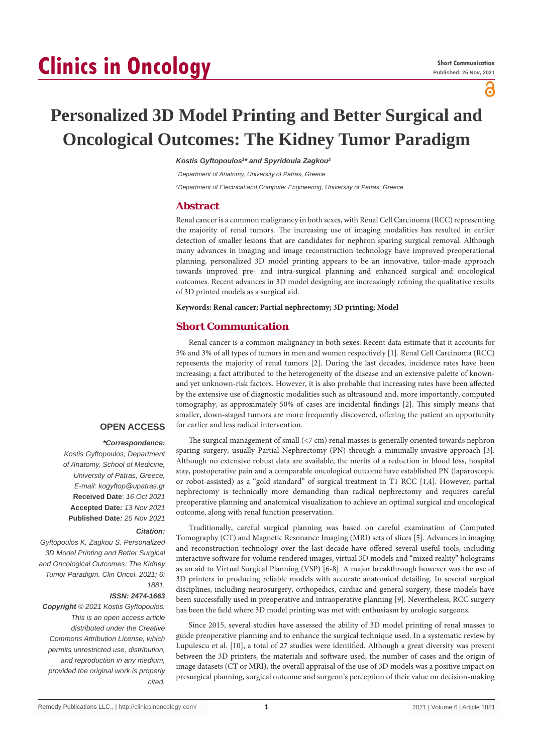# Clinics in Oncology

**Short Communication**
**Published: 25 Nov, 2021**

# Personalized 3D Model Printing and Better Surgical and Oncological Outcomes: The Kidney Tumor Paradigm

***Kostis Gyftopoulos[1]\* and Spyridoula Zagkou[2]***

*[1]Department of Anatomy, University of Patras, Greece*

*[2]Department of Electrical and Computer Engineering, University of Patras, Greece*

## Abstract

Renal cancer is a common malignancy in both sexes, with Renal Cell Carcinoma (RCC) representing the majority of renal tumors. The increasing use of imaging modalities has resulted in earlier detection of smaller lesions that are candidates for nephron sparing surgical removal. Although many advances in imaging and image reconstruction technology have improved preoperational planning, personalized 3D model printing appears to be an innovative, tailor-made approach towards improved pre- and intra-surgical planning and enhanced surgical and oncological outcomes. Recent advances in 3D model designing are increasingly refining the qualitative results of 3D printed models as a surgical aid.

**Keywords: Renal cancer; Partial nephrectomy; 3D printing; Model**

## Short Communication

Renal cancer is a common malignancy in both sexes: Recent data estimate that it accounts for 5% and 3% of all types of tumors in men and women respectively [1]. Renal Cell Carcinoma (RCC) represents the majority of renal tumors [2]. During the last decades, incidence rates have been increasing; a fact attributed to the heterogeneity of the disease and an extensive palette of known- and yet unknown-risk factors. However, it is also probable that increasing rates have been affected by the extensive use of diagnostic modalities such as ultrasound and, more importantly, computed tomography, as approximately 50% of cases are incidental findings [2]. This simply means that smaller, down-staged tumors are more frequently discovered, offering the patient an opportunity for earlier and less radical intervention.

The surgical management of small (<7 cm) renal masses is generally oriented towards nephron sparing surgery, usually Partial Nephrectomy (PN) through a minimally invasive approach [3]. Although no extensive robust data are available, the merits of a reduction in blood loss, hospital stay, postoperative pain and a comparable oncological outcome have established PN (laparoscopic or robot-assisted) as a "gold standard" of surgical treatment in T1 RCC [1,4]. However, partial nephrectomy is technically more demanding than radical nephrectomy and requires careful preoperative planning and anatomical visualization to achieve an optimal surgical and oncological outcome, along with renal function preservation.

Traditionally, careful surgical planning was based on careful examination of Computed Tomography (CT) and Magnetic Resonance Imaging (MRI) sets of slices [5]. Advances in imaging and reconstruction technology over the last decade have offered several useful tools, including interactive software for volume rendered images, virtual 3D models and "mixed reality" holograms as an aid to Virtual Surgical Planning (VSP) [6-8]. A major breakthrough however was the use of 3D printers in producing reliable models with accurate anatomical detailing. In several surgical disciplines, including neurosurgery, orthopedics, cardiac and general surgery, these models have been successfully used in preoperative and intraoperative planning [9]. Nevertheless, RCC surgery has been the field where 3D model printing was met with enthusiasm by urologic surgeons.

Since 2015, several studies have assessed the ability of 3D model printing of renal masses to guide preoperative planning and to enhance the surgical technique used. In a systematic review by Lupulescu et al. [10], a total of 27 studies were identified. Although a great diversity was present between the 3D printers, the materials and software used, the number of cases and the origin of image datasets (CT or MRI), the overall appraisal of the use of 3D models was a positive impact on presurgical planning, surgical outcome and surgeon's perception of their value on decision-making

**OPEN ACCESS**

***\*Correspondence:***

*Kostis Gyftopoulos, Department of Anatomy, School of Medicine, University of Patras, Greece, E-mail: kogyftop@upatras.gr*

**Received Date**: *16 Oct 2021*

**Accepted Date***: 13 Nov 2021*

**Published Date***: 25 Nov 2021*

***Citation:***

*Gyftopoulos K, Zagkou S. Personalized 3D Model Printing and Better Surgical and Oncological Outcomes: The Kidney Tumor Paradigm. Clin Oncol. 2021; 6: 1881.*

***ISSN: 2474-1663***

***Copyright** © 2021 Kostis Gyftopoulos. This is an open access article distributed under the Creative Commons Attribution License, which permits unrestricted use, distribution, and reproduction in any medium, provided the original work is properly cited.*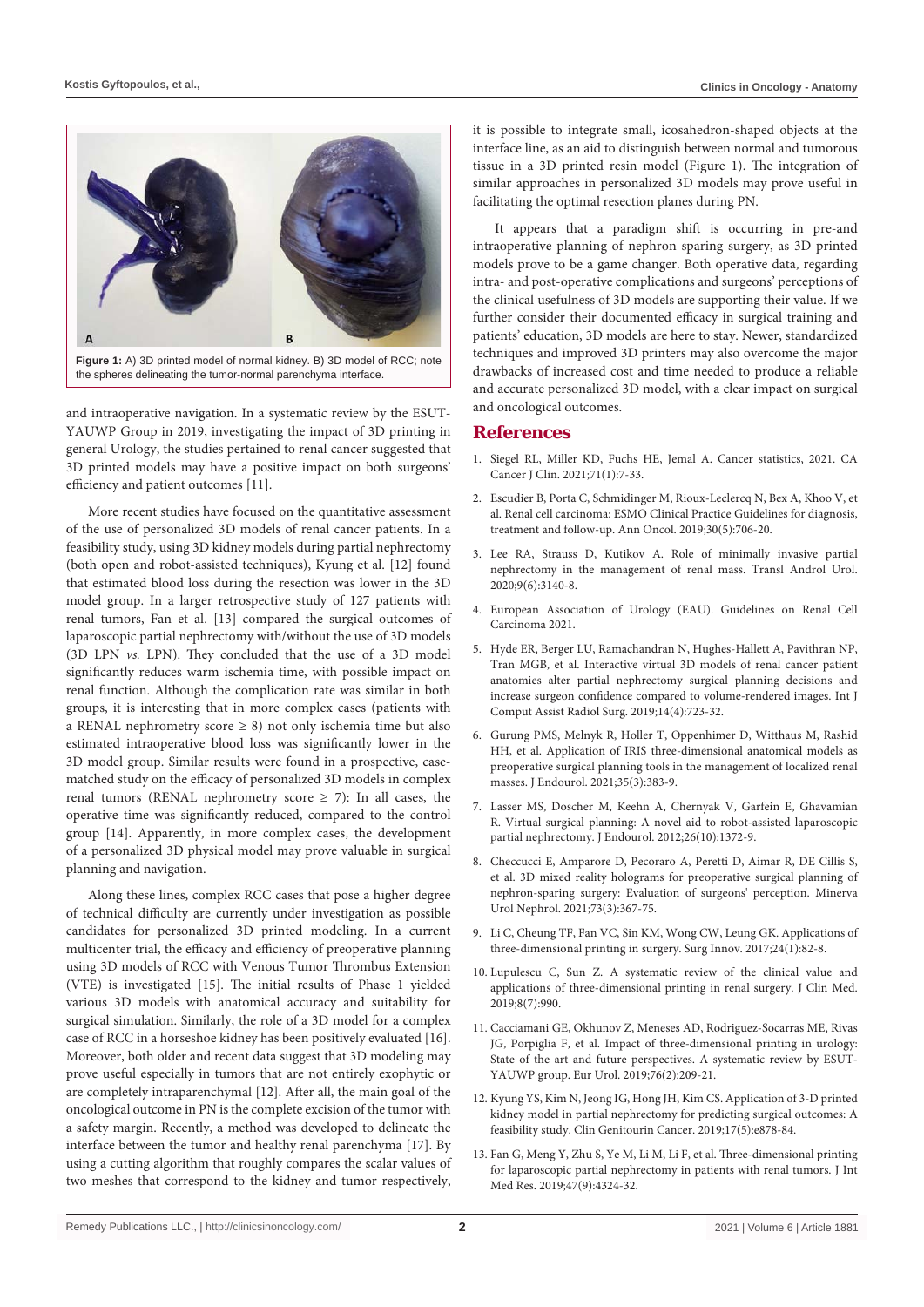Figure 1: A) 3D printed model of normal kidney. B) 3D model of RCC; note the spheres delineating the tumor-normal parenchyma interface.

and intraoperative navigation. In a systematic review by the ESUT-YAUWP Group in 2019, investigating the impact of 3D printing in general Urology, the studies pertained to renal cancer suggested that 3D printed models may have a positive impact on both surgeons' efficiency and patient outcomes [11].

More recent studies have focused on the quantitative assessment of the use of personalized 3D models of renal cancer patients. In a feasibility study, using 3D kidney models during partial nephrectomy (both open and robot-assisted techniques), Kyung et al. [12] found that estimated blood loss during the resection was lower in the 3D model group. In a larger retrospective study of 127 patients with renal tumors, Fan et al. [13] compared the surgical outcomes of laparoscopic partial nephrectomy with/without the use of 3D models (3D LPN *vs.* LPN). They concluded that the use of a 3D model significantly reduces warm ischemia time, with possible impact on renal function. Although the complication rate was similar in both groups, it is interesting that in more complex cases (patients with a RENAL nephrometry score $\geq 8$) not only ischemia time but also estimated intraoperative blood loss was significantly lower in the 3D model group. Similar results were found in a prospective, case-matched study on the efficacy of personalized 3D models in complex renal tumors (RENAL nephrometry score $\geq 7$): In all cases, the operative time was significantly reduced, compared to the control group [14]. Apparently, in more complex cases, the development of a personalized 3D physical model may prove valuable in surgical planning and navigation.

Along these lines, complex RCC cases that pose a higher degree of technical difficulty are currently under investigation as possible candidates for personalized 3D printed modeling. In a current multicenter trial, the efficacy and efficiency of preoperative planning using 3D models of RCC with Venous Tumor Thrombus Extension (VTE) is investigated [15]. The initial results of Phase 1 yielded various 3D models with anatomical accuracy and suitability for surgical simulation. Similarly, the role of a 3D model for a complex case of RCC in a horseshoe kidney has been positively evaluated [16]. Moreover, both older and recent data suggest that 3D modeling may prove useful especially in tumors that are not entirely exophytic or are completely intraparenchymal [12]. After all, the main goal of the oncological outcome in PN is the complete excision of the tumor with a safety margin. Recently, a method was developed to delineate the interface between the tumor and healthy renal parenchyma [17]. By using a cutting algorithm that roughly compares the scalar values of two meshes that correspond to the kidney and tumor respectively, it is possible to integrate small, icosahedron-shaped objects at the interface line, as an aid to distinguish between normal and tumorous tissue in a 3D printed resin model (Figure 1). The integration of similar approaches in personalized 3D models may prove useful in facilitating the optimal resection planes during PN.

It appears that a paradigm shift is occurring in pre-and intraoperative planning of nephron sparing surgery, as 3D printed models prove to be a game changer. Both operative data, regarding intra- and post-operative complications and surgeons' perceptions of the clinical usefulness of 3D models are supporting their value. If we further consider their documented efficacy in surgical training and patients' education, 3D models are here to stay. Newer, standardized techniques and improved 3D printers may also overcome the major drawbacks of increased cost and time needed to produce a reliable and accurate personalized 3D model, with a clear impact on surgical and oncological outcomes.

## References

1. Siegel RL, Miller KD, Fuchs HE, Jemal A. Cancer statistics, 2021. CA Cancer J Clin. 2021;71(1):7-33.
2. Escudier B, Porta C, Schmidinger M, Rioux-Leclercq N, Bex A, Khoo V, et al. Renal cell carcinoma: ESMO Clinical Practice Guidelines for diagnosis, treatment and follow-up. Ann Oncol. 2019;30(5):706-20.
3. Lee RA, Strauss D, Kutikov A. Role of minimally invasive partial nephrectomy in the management of renal mass. Transl Androl Urol. 2020;9(6):3140-8.
4. European Association of Urology (EAU). Guidelines on Renal Cell Carcinoma 2021.
5. Hyde ER, Berger LU, Ramachandran N, Hughes-Hallett A, Pavithran NP, Tran MGB, et al. Interactive virtual 3D models of renal cancer patient anatomies alter partial nephrectomy surgical planning decisions and increase surgeon confidence compared to volume-rendered images. Int J Comput Assist Radiol Surg. 2019;14(4):723-32.
6. Gurung PMS, Melnyk R, Holler T, Oppenhimer D, Witthaus M, Rashid HH, et al. Application of IRIS three-dimensional anatomical models as preoperative surgical planning tools in the management of localized renal masses. J Endourol. 2021;35(3):383-9.
7. Lasser MS, Doscher M, Keehn A, Chernyak V, Garfein E, Ghavamian R. Virtual surgical planning: A novel aid to robot-assisted laparoscopic partial nephrectomy. J Endourol. 2012;26(10):1372-9.
8. Checcucci E, Amparore D, Pecoraro A, Peretti D, Aimar R, DE Cillis S, et al. 3D mixed reality holograms for preoperative surgical planning of nephron-sparing surgery: Evaluation of surgeons' perception. Minerva Urol Nephrol. 2021;73(3):367-75.
9. Li C, Cheung TF, Fan VC, Sin KM, Wong CW, Leung GK. Applications of three-dimensional printing in surgery. Surg Innov. 2017;24(1):82-8.
10. Lupulescu C, Sun Z. A systematic review of the clinical value and applications of three-dimensional printing in renal surgery. J Clin Med. 2019;8(7):990.
11. Cacciamani GE, Okhunov Z, Meneses AD, Rodriguez-Socarras ME, Rivas JG, Porpiglia F, et al. Impact of three-dimensional printing in urology: State of the art and future perspectives. A systematic review by ESUT-YAUWP group. Eur Urol. 2019;76(2):209-21.
12. Kyung YS, Kim N, Jeong IG, Hong JH, Kim CS. Application of 3-D printed kidney model in partial nephrectomy for predicting surgical outcomes: A feasibility study. Clin Genitourin Cancer. 2019;17(5):e878-84.
13. Fan G, Meng Y, Zhu S, Ye M, Li M, Li F, et al. Three-dimensional printing for laparoscopic partial nephrectomy in patients with renal tumors. J Int Med Res. 2019;47(9):4324-32.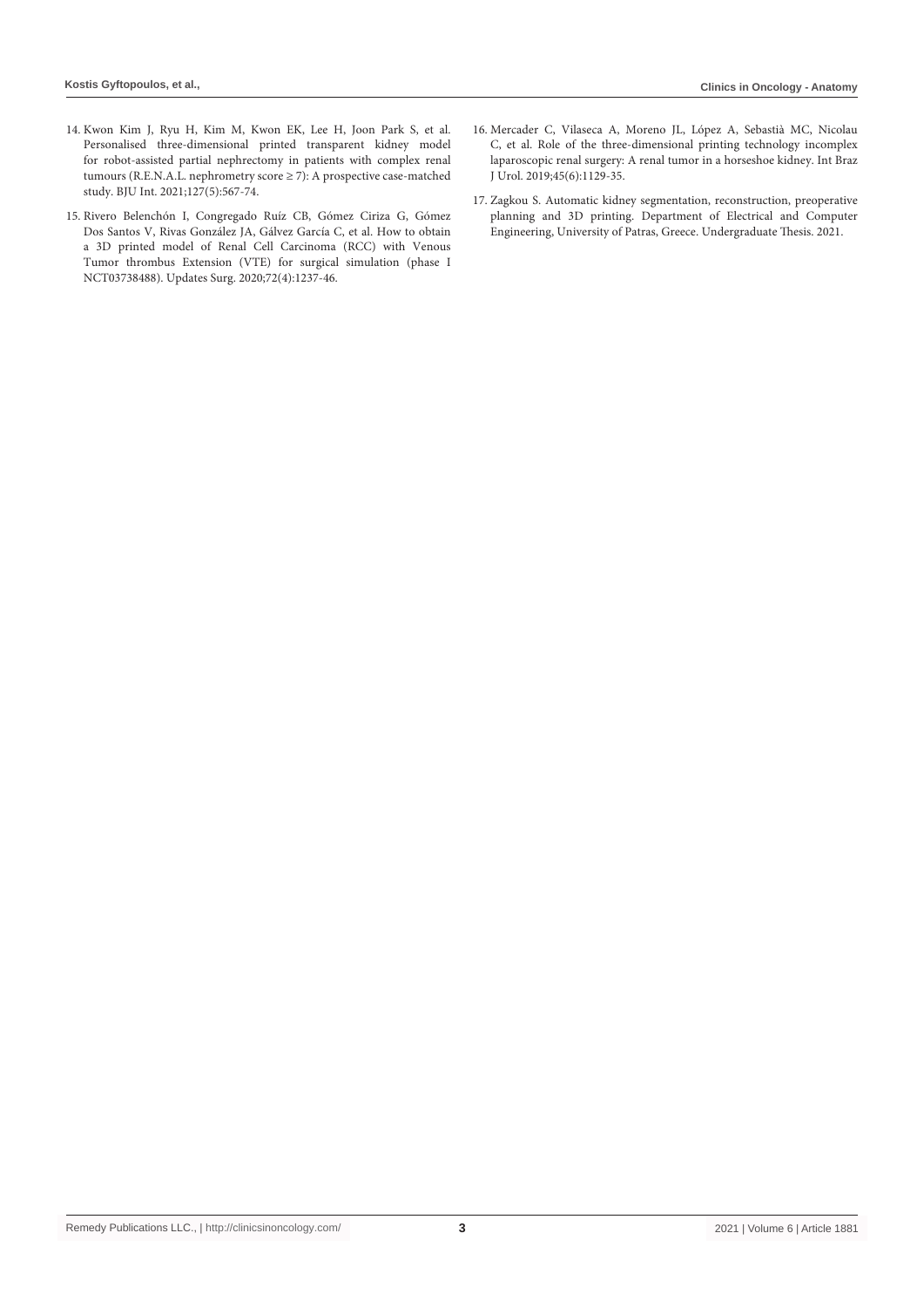14. Kwon Kim J, Ryu H, Kim M, Kwon EK, Lee H, Joon Park S, et al. Personalised three-dimensional printed transparent kidney model for robot-assisted partial nephrectomy in patients with complex renal tumours (R.E.N.A.L. nephrometry score ≥ 7): A prospective case-matched study. BJU Int. 2021;127(5):567-74.

15. Rivero Belenchón I, Congregado Ruíz CB, Gómez Ciriza G, Gómez Dos Santos V, Rivas González JA, Gálvez García C, et al. How to obtain a 3D printed model of Renal Cell Carcinoma (RCC) with Venous Tumor thrombus Extension (VTE) for surgical simulation (phase I NCT03738488). Updates Surg. 2020;72(4):1237-46.

16. Mercader C, Vilaseca A, Moreno JL, López A, Sebastià MC, Nicolau C, et al. Role of the three-dimensional printing technology incomplex laparoscopic renal surgery: A renal tumor in a horseshoe kidney. Int Braz J Urol. 2019;45(6):1129-35.

17. Zagkou S. Automatic kidney segmentation, reconstruction, preoperative planning and 3D printing. Department of Electrical and Computer Engineering, University of Patras, Greece. Undergraduate Thesis. 2021.